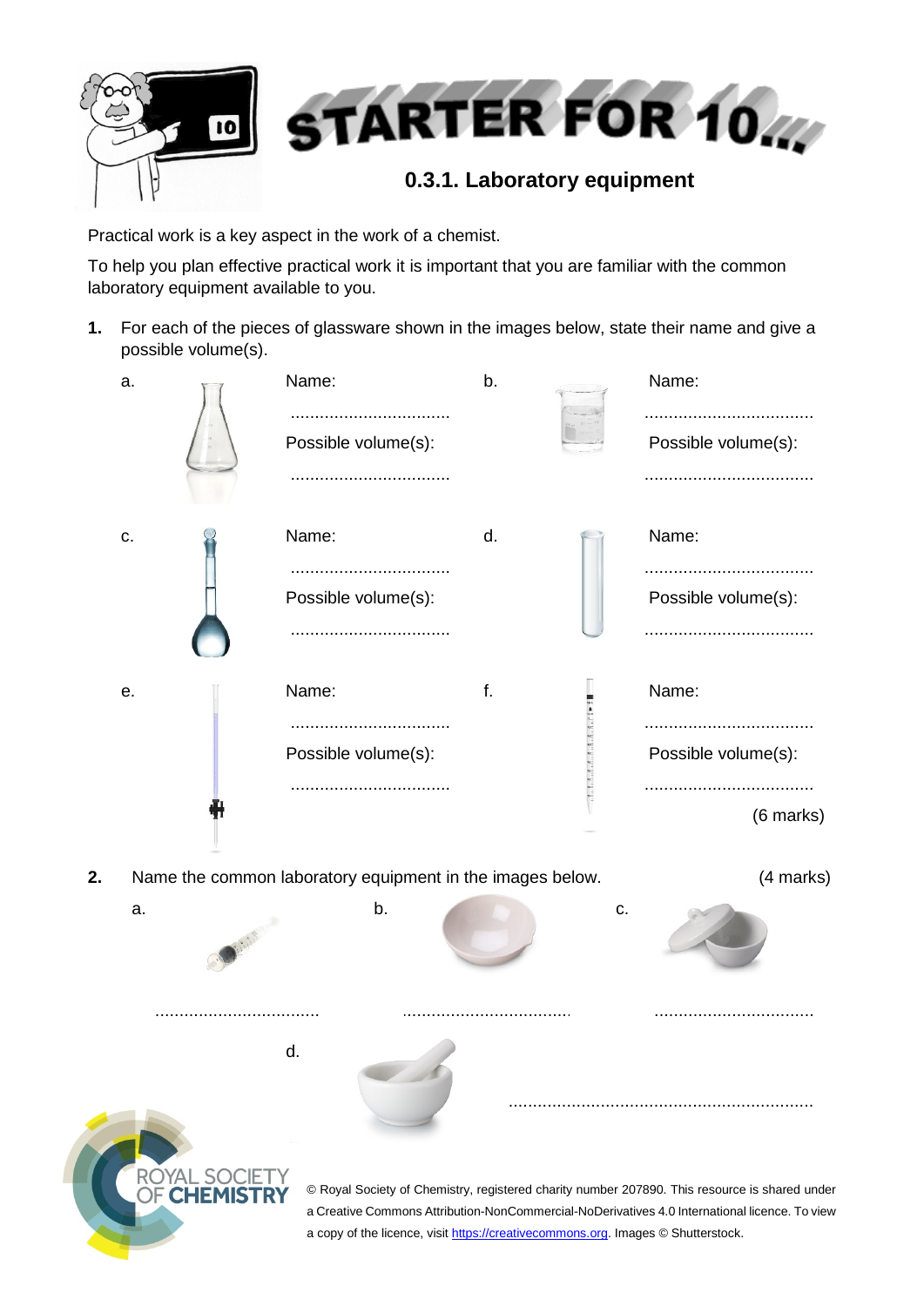# STARTER FOR 10...

## 0.3.1. Laboratory equipment

Practical work is a key aspect in the work of a chemist.

To help you plan effective practical work it is important that you are familiar with the common laboratory equipment available to you.

**1.** For each of the pieces of glassware shown in the images below, state their name and give a possible volume(s).

a. Name:

.................................

Possible volume(s):

.................................

b. Name:

...................................

Possible volume(s):

...................................

c. Name:

.................................

Possible volume(s):

.................................

d. Name:

...................................

Possible volume(s):

...................................

e. Name:

.................................

Possible volume(s):

.................................

f. Name:

...................................

Possible volume(s):

...................................

(6 marks)

**2.** Name the common laboratory equipment in the images below. (4 marks)

a. ..................................

b. ...................................

c. .................................

d. ...............................................................

© Royal Society of Chemistry, registered charity number 207890. This resource is shared under a Creative Commons Attribution-NonCommercial-NoDerivatives 4.0 International licence. To view a copy of the licence, visit https://creativecommons.org. Images © Shutterstock.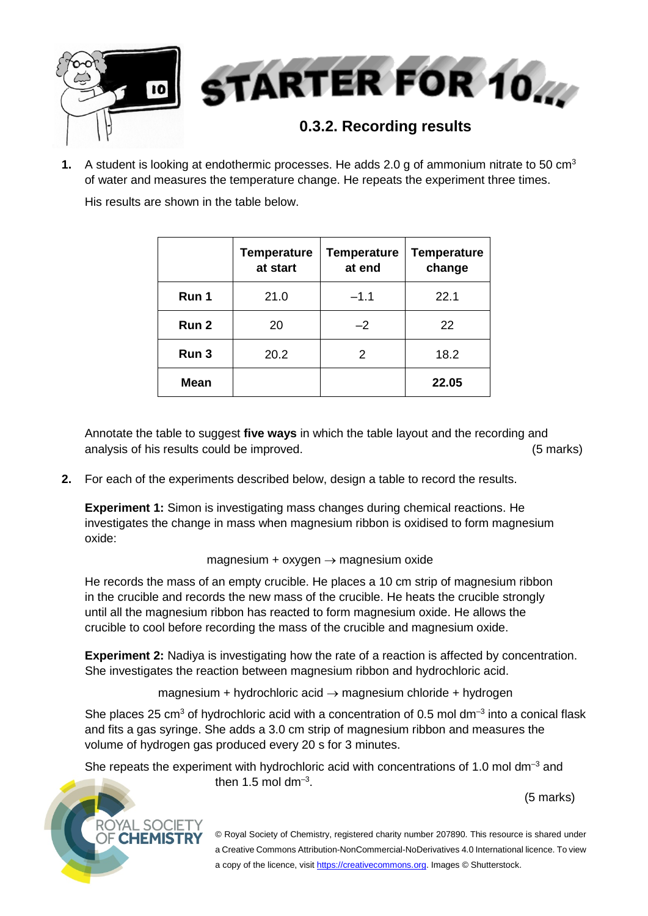# STARTER FOR 10...

## 0.3.2. Recording results

**1.** A student is looking at endothermic processes. He adds 2.0 g of ammonium nitrate to 50 $cm^3$ of water and measures the temperature change. He repeats the experiment three times.

His results are shown in the table below.

| | Temperature at start | Temperature at end | Temperature change |
|---|---|---|---|
| **Run 1** | 21.0 | –1.1 | 22.1 |
| **Run 2** | 20 | –2 | 22 |
| **Run 3** | 20.2 | 2 | 18.2 |
| **Mean** | | | **22.05** |

Annotate the table to suggest **five ways** in which the table layout and the recording and analysis of his results could be improved. (5 marks)

**2.** For each of the experiments described below, design a table to record the results.

**Experiment 1:** Simon is investigating mass changes during chemical reactions. He investigates the change in mass when magnesium ribbon is oxidised to form magnesium oxide:

magnesium + oxygen → magnesium oxide

He records the mass of an empty crucible. He places a 10 cm strip of magnesium ribbon in the crucible and records the new mass of the crucible. He heats the crucible strongly until all the magnesium ribbon has reacted to form magnesium oxide. He allows the crucible to cool before recording the mass of the crucible and magnesium oxide.

**Experiment 2:** Nadiya is investigating how the rate of a reaction is affected by concentration. She investigates the reaction between magnesium ribbon and hydrochloric acid.

magnesium + hydrochloric acid → magnesium chloride + hydrogen

She places 25 $cm^3$ of hydrochloric acid with a concentration of 0.5 mol $dm^{-3}$ into a conical flask and fits a gas syringe. She adds a 3.0 cm strip of magnesium ribbon and measures the volume of hydrogen gas produced every 20 s for 3 minutes.

She repeats the experiment with hydrochloric acid with concentrations of 1.0 mol $dm^{-3}$ and then 1.5 mol $dm^{-3}$.

(5 marks)

© Royal Society of Chemistry, registered charity number 207890. This resource is shared under a Creative Commons Attribution-NonCommercial-NoDerivatives 4.0 International licence. To view a copy of the licence, visit https://creativecommons.org. Images © Shutterstock.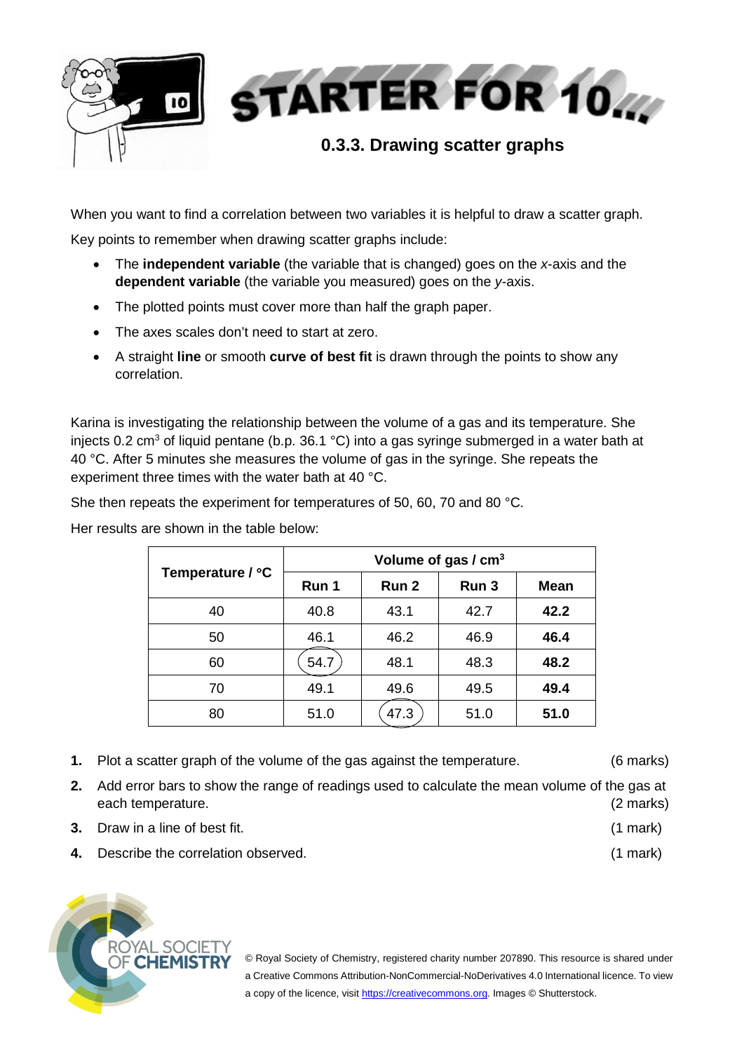# STARTER FOR 10...

## 0.3.3. Drawing scatter graphs

When you want to find a correlation between two variables it is helpful to draw a scatter graph.

Key points to remember when drawing scatter graphs include:

- The **independent variable** (the variable that is changed) goes on the *x*-axis and the **dependent variable** (the variable you measured) goes on the *y*-axis.
- The plotted points must cover more than half the graph paper.
- The axes scales don't need to start at zero.
- A straight **line** or smooth **curve of best fit** is drawn through the points to show any correlation.

Karina is investigating the relationship between the volume of a gas and its temperature. She injects 0.2 $cm^3$ of liquid pentane (b.p. 36.1 °C) into a gas syringe submerged in a water bath at 40 °C. After 5 minutes she measures the volume of gas in the syringe. She repeats the experiment three times with the water bath at 40 °C.

She then repeats the experiment for temperatures of 50, 60, 70 and 80 °C.

Her results are shown in the table below:

| **Temperature / °C** | **Volume of gas / $cm^3$** | | | |
|---|---|---|---|---|
| | **Run 1** | **Run 2** | **Run 3** | **Mean** |
| 40 | 40.8 | 43.1 | 42.7 | **42.2** |
| 50 | 46.1 | 46.2 | 46.9 | **46.4** |
| 60 | 54.7 (circled) | 48.1 | 48.3 | **48.2** |
| 70 | 49.1 | 49.6 | 49.5 | **49.4** |
| 80 | 51.0 | 47.3 (circled) | 51.0 | **51.0** |

1. Plot a scatter graph of the volume of the gas against the temperature. (6 marks)
2. Add error bars to show the range of readings used to calculate the mean volume of the gas at each temperature. (2 marks)
3. Draw in a line of best fit. (1 mark)
4. Describe the correlation observed. (1 mark)

© Royal Society of Chemistry, registered charity number 207890. This resource is shared under a Creative Commons Attribution-NonCommercial-NoDerivatives 4.0 International licence. To view a copy of the licence, visit https://creativecommons.org. Images © Shutterstock.